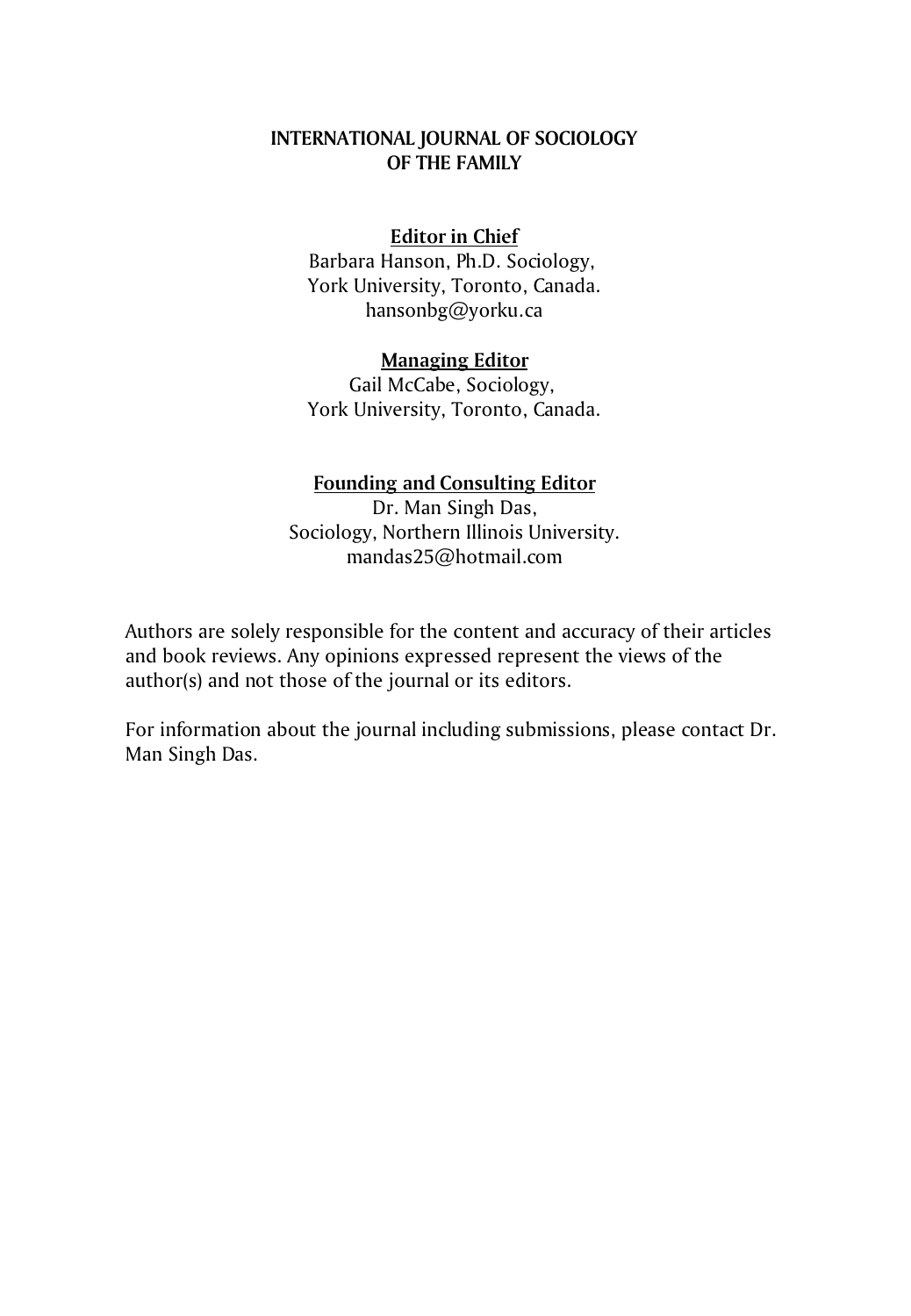# INTERNATIONAL JOURNAL OF SOCIOLOGY OF THE FAMILY

**Editor in Chief**

Barbara Hanson, Ph.D. Sociology,
York University, Toronto, Canada.
hansonbg@yorku.ca

**Managing Editor**

Gail McCabe, Sociology,
York University, Toronto, Canada.

**Founding and Consulting Editor**

Dr. Man Singh Das,
Sociology, Northern Illinois University.
mandas25@hotmail.com

Authors are solely responsible for the content and accuracy of their articles and book reviews. Any opinions expressed represent the views of the author(s) and not those of the journal or its editors.

For information about the journal including submissions, please contact Dr. Man Singh Das.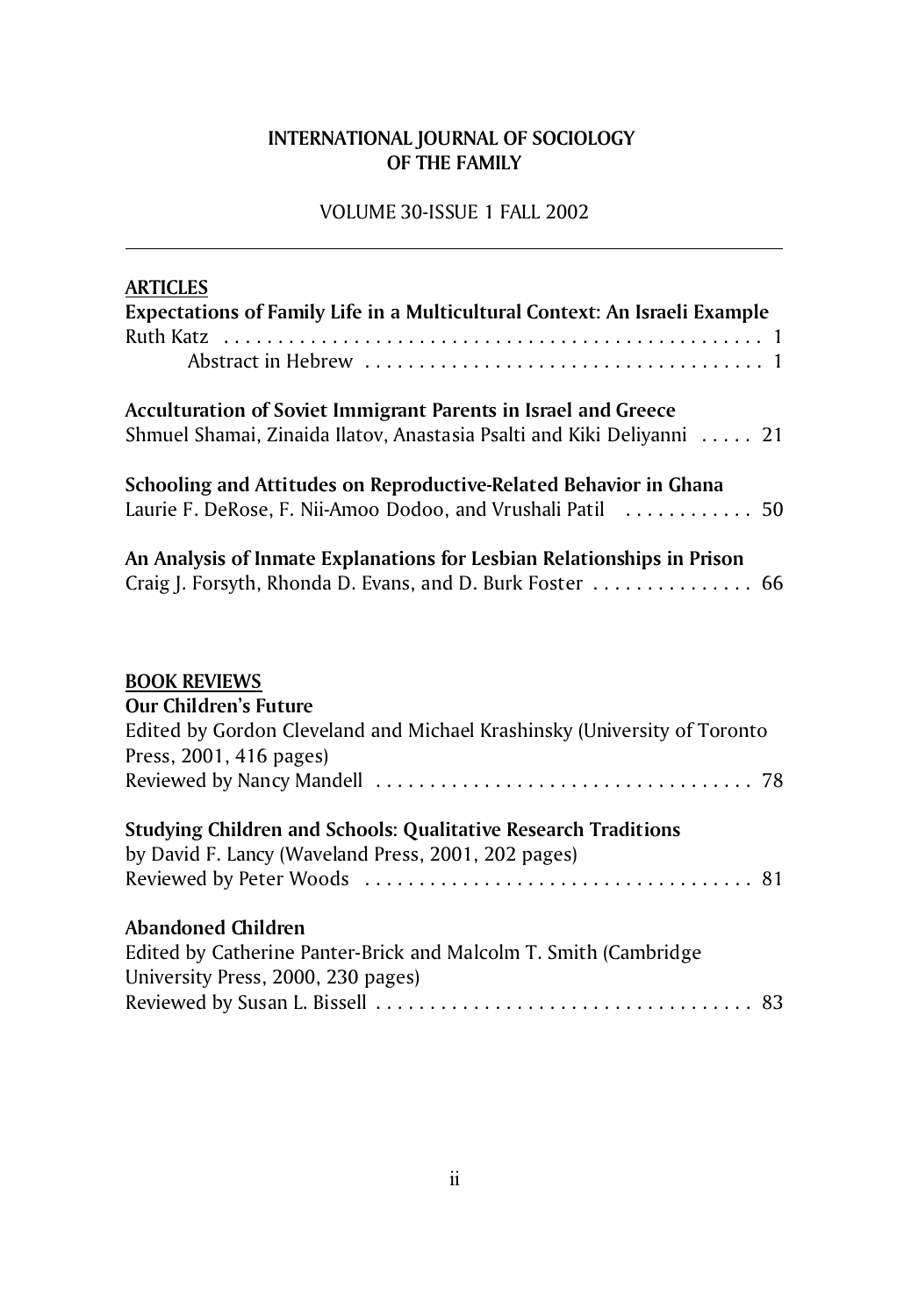# INTERNATIONAL JOURNAL OF SOCIOLOGY OF THE FAMILY

VOLUME 30-ISSUE 1 FALL 2002

---

## ARTICLES

**Expectations of Family Life in a Multicultural Context: An Israeli Example**
Ruth Katz . . . . . . . . . . . . . . . . . . . . . . . . . . . . . . . . . . . . . . . . . . . . . . . . . . 1
Abstract in Hebrew . . . . . . . . . . . . . . . . . . . . . . . . . . . . . . . . . . . . . 1

**Acculturation of Soviet Immigrant Parents in Israel and Greece**
Shmuel Shamai, Zinaida Ilatov, Anastasia Psalti and Kiki Deliyanni . . . . . 21

**Schooling and Attitudes on Reproductive-Related Behavior in Ghana**
Laurie F. DeRose, F. Nii-Amoo Dodoo, and Vrushali Patil . . . . . . . . . . . . 50

**An Analysis of Inmate Explanations for Lesbian Relationships in Prison**
Craig J. Forsyth, Rhonda D. Evans, and D. Burk Foster . . . . . . . . . . . . . . . 66

## BOOK REVIEWS

**Our Children's Future**
Edited by Gordon Cleveland and Michael Krashinsky (University of Toronto Press, 2001, 416 pages)
Reviewed by Nancy Mandell . . . . . . . . . . . . . . . . . . . . . . . . . . . . . . . . . . . 78

**Studying Children and Schools: Qualitative Research Traditions**
by David F. Lancy (Waveland Press, 2001, 202 pages)
Reviewed by Peter Woods . . . . . . . . . . . . . . . . . . . . . . . . . . . . . . . . . . . . 81

**Abandoned Children**
Edited by Catherine Panter-Brick and Malcolm T. Smith (Cambridge University Press, 2000, 230 pages)
Reviewed by Susan L. Bissell . . . . . . . . . . . . . . . . . . . . . . . . . . . . . . . . . . . 83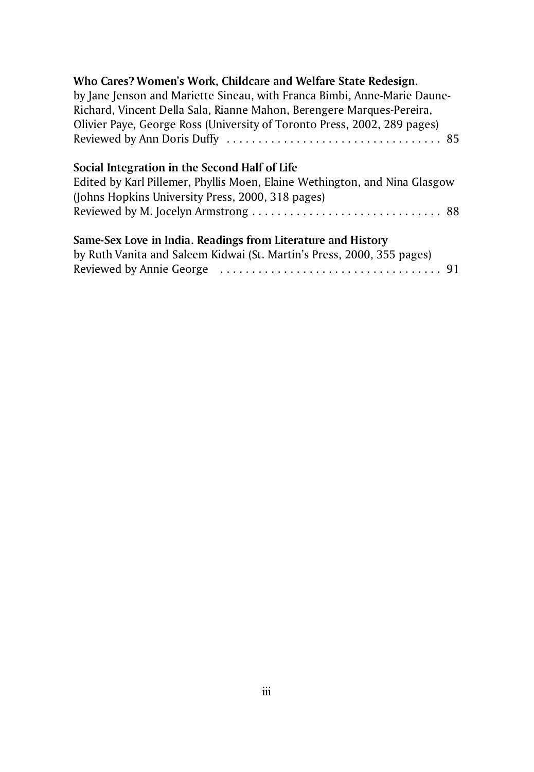**Who Cares? Women's Work, Childcare and Welfare State Redesign.**
by Jane Jenson and Mariette Sineau, with Franca Bimbi, Anne-Marie Daune-Richard, Vincent Della Sala, Rianne Mahon, Berengere Marques-Pereira, Olivier Paye, George Ross (University of Toronto Press, 2002, 289 pages)
Reviewed by Ann Doris Duffy . . . . . . . . . . . . . . . . . . . . . . . . . . . . . . . . . . . 85

**Social Integration in the Second Half of Life**
Edited by Karl Pillemer, Phyllis Moen, Elaine Wethington, and Nina Glasgow (Johns Hopkins University Press, 2000, 318 pages)
Reviewed by M. Jocelyn Armstrong . . . . . . . . . . . . . . . . . . . . . . . . . . . . . . 88

**Same-Sex Love in India. Readings from Literature and History**
by Ruth Vanita and Saleem Kidwai (St. Martin's Press, 2000, 355 pages)
Reviewed by Annie George . . . . . . . . . . . . . . . . . . . . . . . . . . . . . . . . . . . . 91